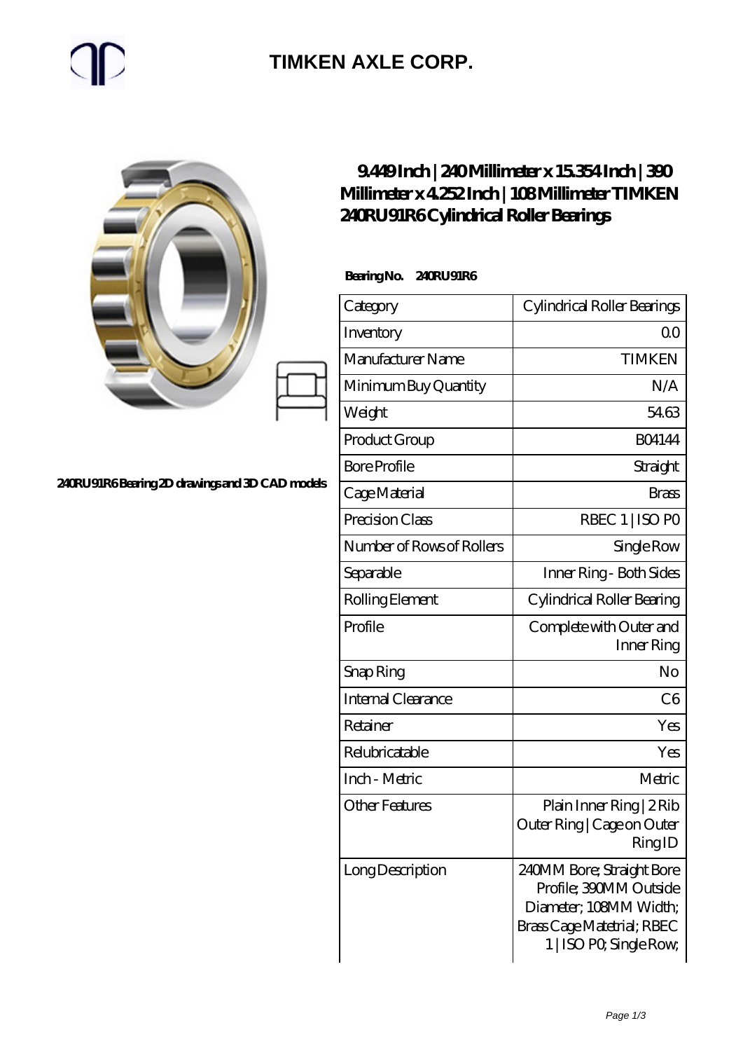# TIMKEN AXLE CORP.

240RU91R6 Bearing 2D drawings and 3D CAD models

## 9.449 Inch | 240 Millimeter x 15.354 Inch | 390 Millimeter x 4.252 Inch | 108 Millimeter TIMKEN 240RU91R6 Cylindrical Roller Bearings

**Bearing No. 240RU91R6**

| Category | Cylindrical Roller Bearings |
|---|---|
| Inventory | 0.0 |
| Manufacturer Name | TIMKEN |
| Minimum Buy Quantity | N/A |
| Weight | 54.63 |
| Product Group | B04144 |
| Bore Profile | Straight |
| Cage Material | Brass |
| Precision Class | RBEC 1 \| ISO P0 |
| Number of Rows of Rollers | Single Row |
| Separable | Inner Ring - Both Sides |
| Rolling Element | Cylindrical Roller Bearing |
| Profile | Complete with Outer and Inner Ring |
| Snap Ring | No |
| Internal Clearance | C6 |
| Retainer | Yes |
| Relubricatable | Yes |
| Inch - Metric | Metric |
| Other Features | Plain Inner Ring \| 2 Rib Outer Ring \| Cage on Outer Ring ID |
| Long Description | 240MM Bore; Straight Bore Profile; 390MM Outside Diameter; 108MM Width; Brass Cage Matetrial; RBEC 1 \| ISO P0; Single Row; |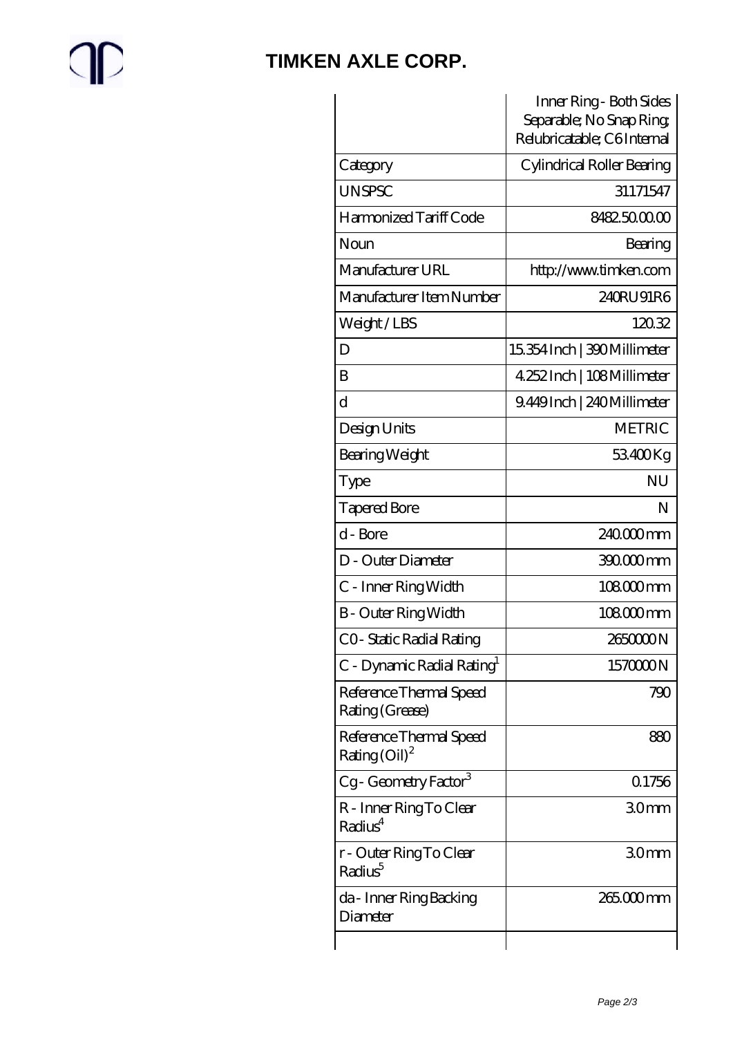# TIMKEN AXLE CORP.

|  | Inner Ring - Both Sides Separable; No Snap Ring; Relubricatable; C6 Internal |
| --- | --- |
| Category | Cylindrical Roller Bearing |
| UNSPSC | 31171547 |
| Harmonized Tariff Code | 8482.50.00.00 |
| Noun | Bearing |
| Manufacturer URL | http://www.timken.com |
| Manufacturer Item Number | 240RU91R6 |
| Weight / LBS | 120.32 |
| D | 15.354 Inch \| 390 Millimeter |
| B | 4.252 Inch \| 108 Millimeter |
| d | 9.449 Inch \| 240 Millimeter |
| Design Units | METRIC |
| Bearing Weight | 53.400 Kg |
| Type | NU |
| Tapered Bore | N |
| d - Bore | 240.000 mm |
| D - Outer Diameter | 390.000 mm |
| C - Inner Ring Width | 108.000 mm |
| B - Outer Ring Width | 108.000 mm |
| C0 - Static Radial Rating | 2650000 N |
| C - Dynamic Radial Rating[1] | 1570000 N |
| Reference Thermal Speed Rating (Grease) | 790 |
| Reference Thermal Speed Rating (Oil)[2] | 880 |
| Cg - Geometry Factor[3] | 0.1756 |
| R - Inner Ring To Clear Radius[4] | 3.0 mm |
| r - Outer Ring To Clear Radius[5] | 3.0 mm |
| da - Inner Ring Backing Diameter | 265.000 mm |
|  |  |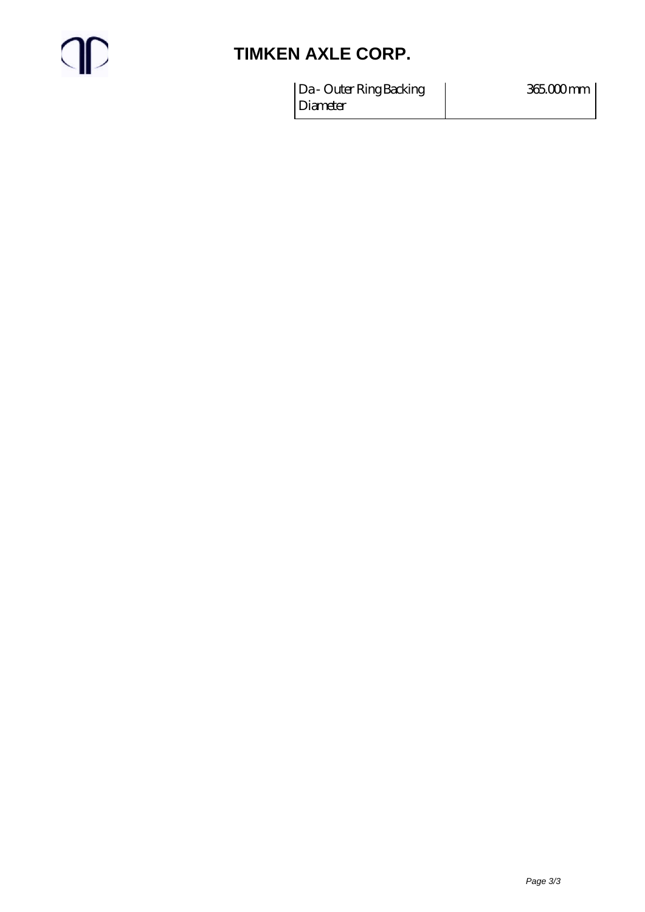# TIMKEN AXLE CORP.

| | |
|---|---|
| Da - Outer Ring Backing Diameter | 365.000 mm |